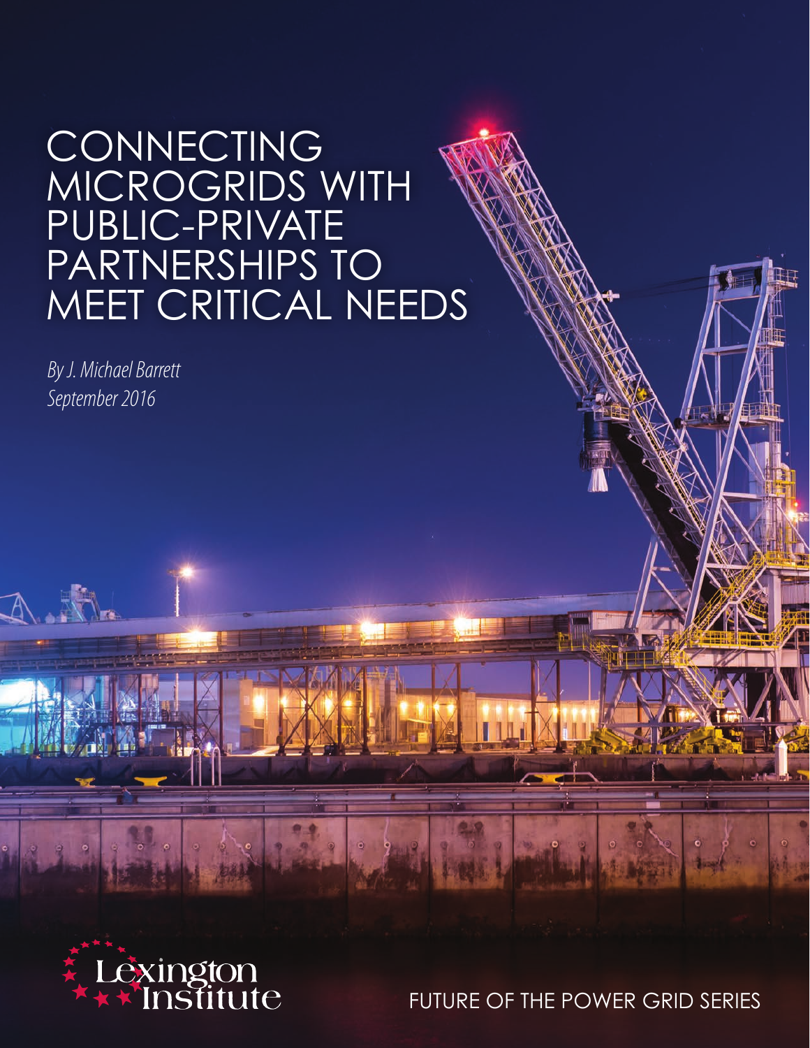# CONNECTING MICROGRIDS WITH PUBLIC-PRIVATE PARTNERSHIPS TO MEET CRITICAL NEEDS

*By J. Michael Barrett*
*September 2016*

Lexington Institute

FUTURE OF THE POWER GRID SERIES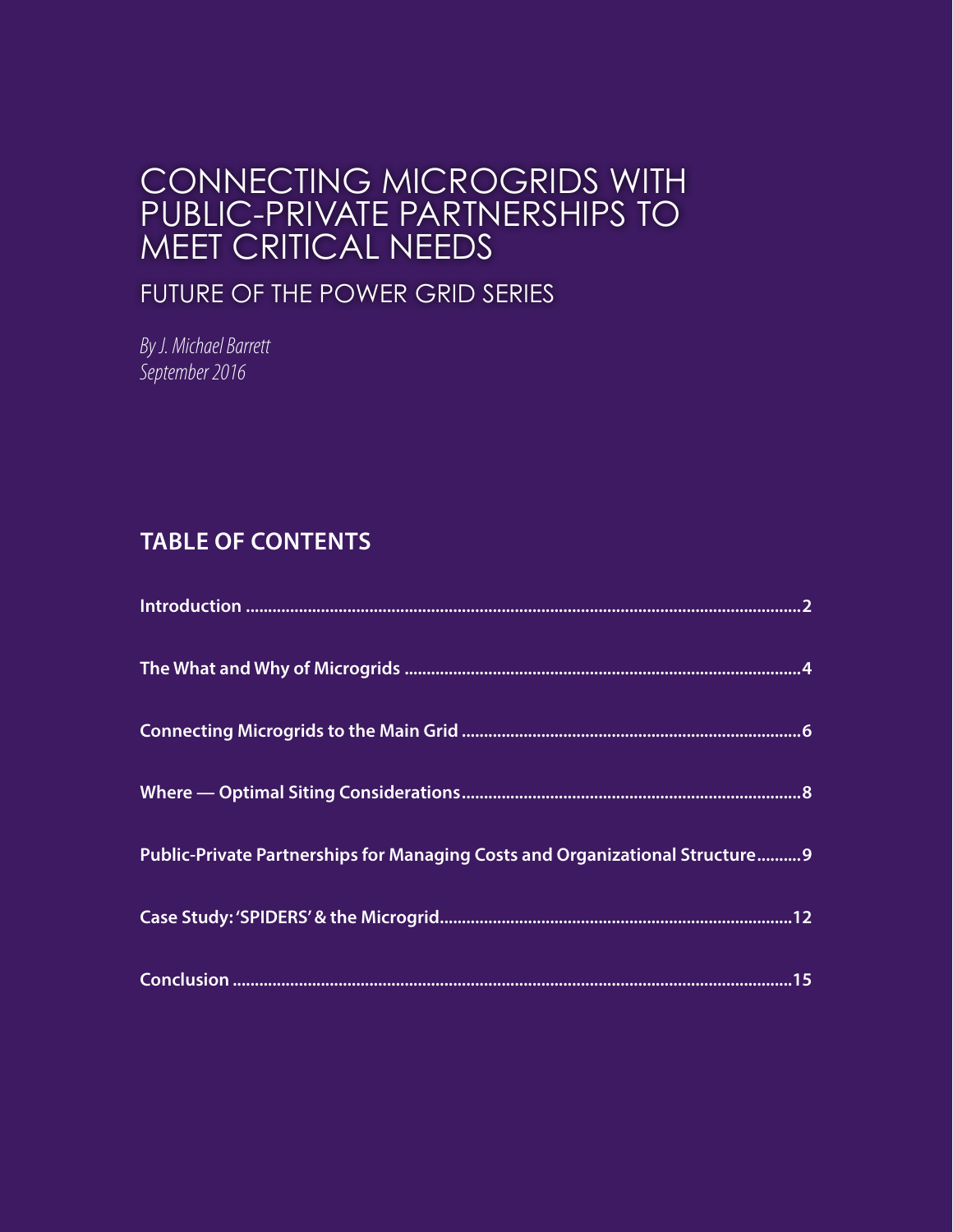# CONNECTING MICROGRIDS WITH PUBLIC-PRIVATE PARTNERSHIPS TO MEET CRITICAL NEEDS

## FUTURE OF THE POWER GRID SERIES

*By J. Michael Barrett*
*September 2016*

## TABLE OF CONTENTS

**Introduction .......... 2**

**The What and Why of Microgrids .......... 4**

**Connecting Microgrids to the Main Grid .......... 6**

**Where — Optimal Siting Considerations .......... 8**

**Public-Private Partnerships for Managing Costs and Organizational Structure .......... 9**

**Case Study: 'SPIDERS' & the Microgrid .......... 12**

**Conclusion .......... 15**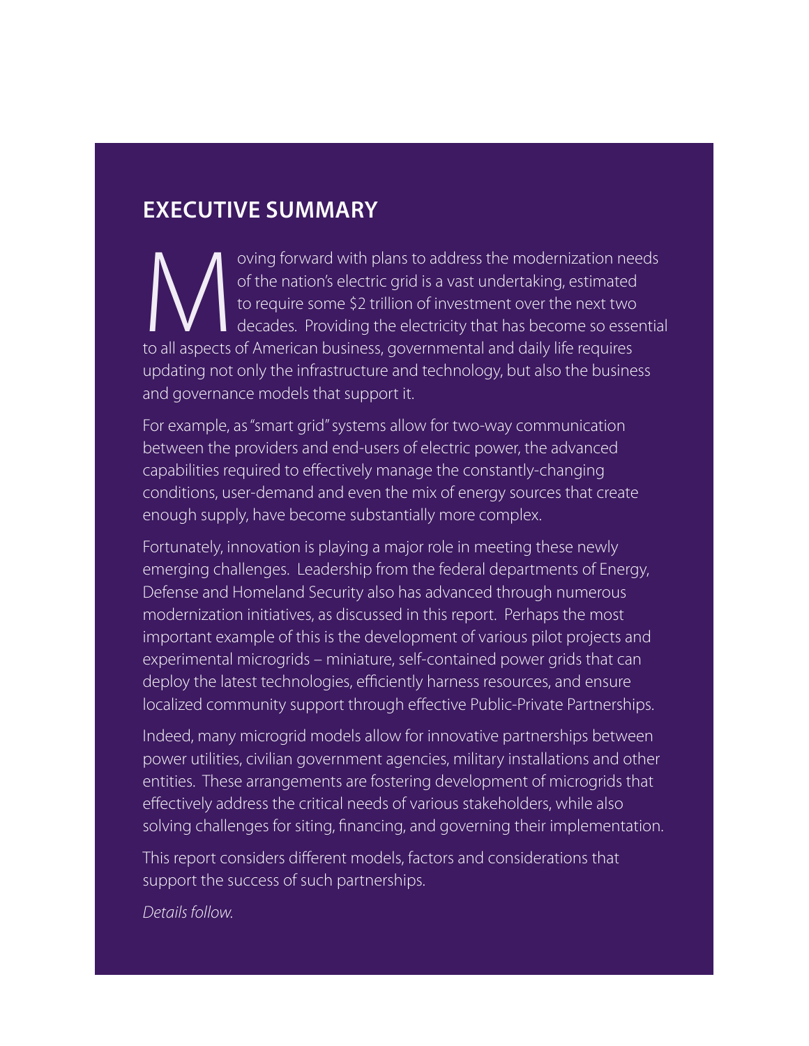## EXECUTIVE SUMMARY

Moving forward with plans to address the modernization needs of the nation's electric grid is a vast undertaking, estimated to require some $2 trillion of investment over the next two decades. Providing the electricity that has become so essential to all aspects of American business, governmental and daily life requires updating not only the infrastructure and technology, but also the business and governance models that support it.

For example, as "smart grid" systems allow for two-way communication between the providers and end-users of electric power, the advanced capabilities required to effectively manage the constantly-changing conditions, user-demand and even the mix of energy sources that create enough supply, have become substantially more complex.

Fortunately, innovation is playing a major role in meeting these newly emerging challenges. Leadership from the federal departments of Energy, Defense and Homeland Security also has advanced through numerous modernization initiatives, as discussed in this report. Perhaps the most important example of this is the development of various pilot projects and experimental microgrids – miniature, self-contained power grids that can deploy the latest technologies, efficiently harness resources, and ensure localized community support through effective Public-Private Partnerships.

Indeed, many microgrid models allow for innovative partnerships between power utilities, civilian government agencies, military installations and other entities. These arrangements are fostering development of microgrids that effectively address the critical needs of various stakeholders, while also solving challenges for siting, financing, and governing their implementation.

This report considers different models, factors and considerations that support the success of such partnerships.

*Details follow.*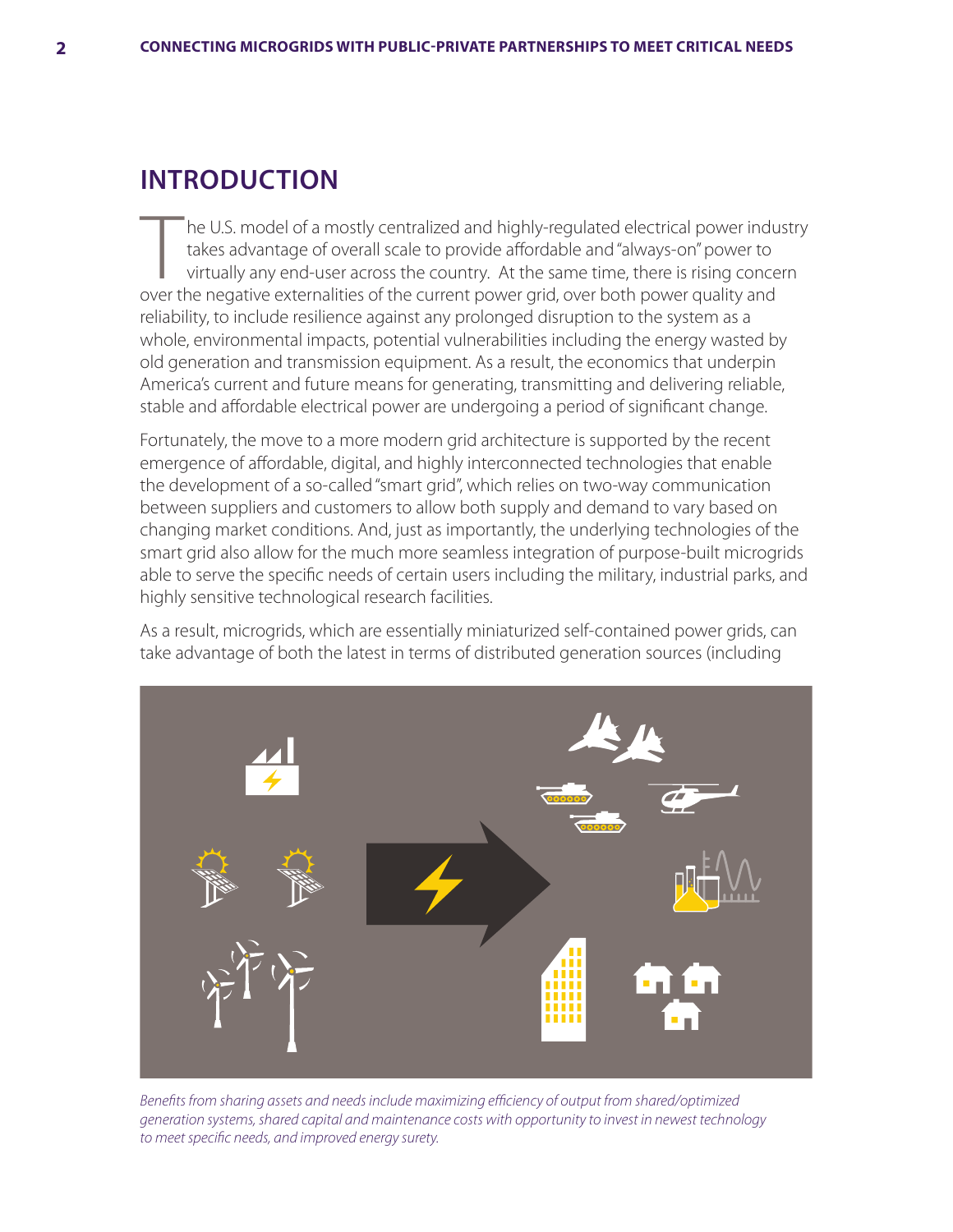## INTRODUCTION

The U.S. model of a mostly centralized and highly-regulated electrical power industry takes advantage of overall scale to provide affordable and "always-on" power to virtually any end-user across the country. At the same time, there is rising concern over the negative externalities of the current power grid, over both power quality and reliability, to include resilience against any prolonged disruption to the system as a whole, environmental impacts, potential vulnerabilities including the energy wasted by old generation and transmission equipment. As a result, the economics that underpin America's current and future means for generating, transmitting and delivering reliable, stable and affordable electrical power are undergoing a period of significant change.

Fortunately, the move to a more modern grid architecture is supported by the recent emergence of affordable, digital, and highly interconnected technologies that enable the development of a so-called "smart grid", which relies on two-way communication between suppliers and customers to allow both supply and demand to vary based on changing market conditions. And, just as importantly, the underlying technologies of the smart grid also allow for the much more seamless integration of purpose-built microgrids able to serve the specific needs of certain users including the military, industrial parks, and highly sensitive technological research facilities.

As a result, microgrids, which are essentially miniaturized self-contained power grids, can take advantage of both the latest in terms of distributed generation sources (including

*Benefits from sharing assets and needs include maximizing efficiency of output from shared/optimized generation systems, shared capital and maintenance costs with opportunity to invest in newest technology to meet specific needs, and improved energy surety.*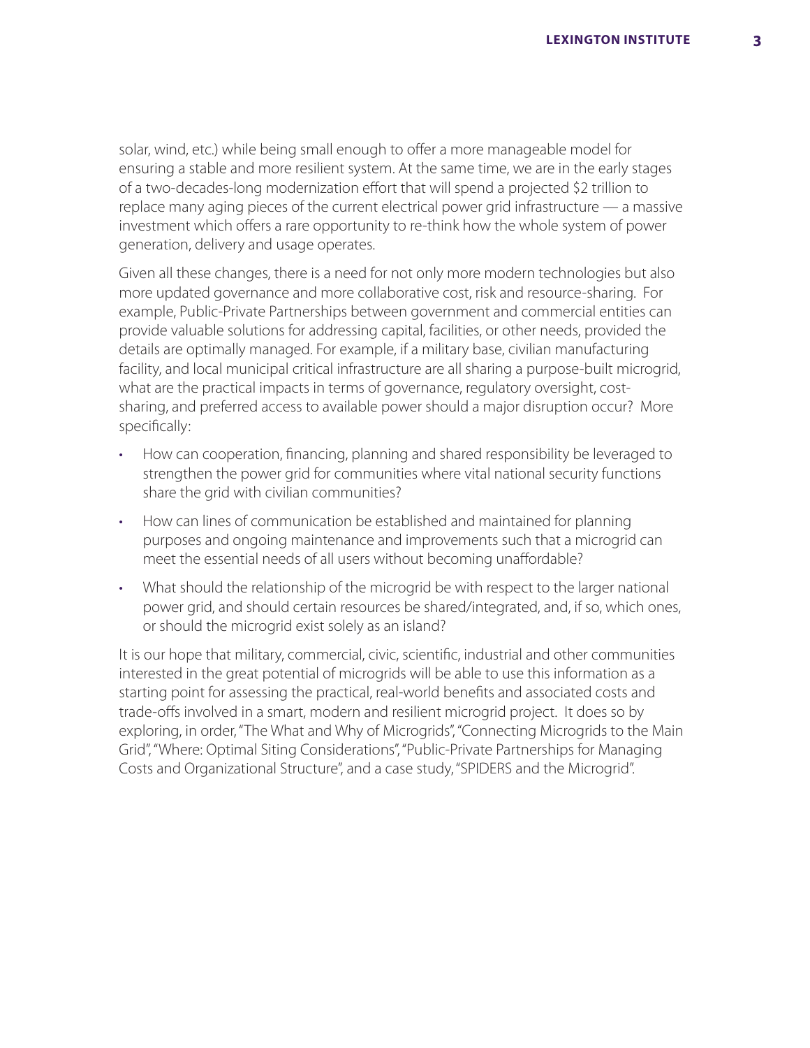solar, wind, etc.) while being small enough to offer a more manageable model for ensuring a stable and more resilient system. At the same time, we are in the early stages of a two-decades-long modernization effort that will spend a projected $2 trillion to replace many aging pieces of the current electrical power grid infrastructure — a massive investment which offers a rare opportunity to re-think how the whole system of power generation, delivery and usage operates.

Given all these changes, there is a need for not only more modern technologies but also more updated governance and more collaborative cost, risk and resource-sharing. For example, Public-Private Partnerships between government and commercial entities can provide valuable solutions for addressing capital, facilities, or other needs, provided the details are optimally managed. For example, if a military base, civilian manufacturing facility, and local municipal critical infrastructure are all sharing a purpose-built microgrid, what are the practical impacts in terms of governance, regulatory oversight, cost-sharing, and preferred access to available power should a major disruption occur? More specifically:

- How can cooperation, financing, planning and shared responsibility be leveraged to strengthen the power grid for communities where vital national security functions share the grid with civilian communities?
- How can lines of communication be established and maintained for planning purposes and ongoing maintenance and improvements such that a microgrid can meet the essential needs of all users without becoming unaffordable?
- What should the relationship of the microgrid be with respect to the larger national power grid, and should certain resources be shared/integrated, and, if so, which ones, or should the microgrid exist solely as an island?

It is our hope that military, commercial, civic, scientific, industrial and other communities interested in the great potential of microgrids will be able to use this information as a starting point for assessing the practical, real-world benefits and associated costs and trade-offs involved in a smart, modern and resilient microgrid project. It does so by exploring, in order, "The What and Why of Microgrids", "Connecting Microgrids to the Main Grid", "Where: Optimal Siting Considerations", "Public-Private Partnerships for Managing Costs and Organizational Structure", and a case study, "SPIDERS and the Microgrid".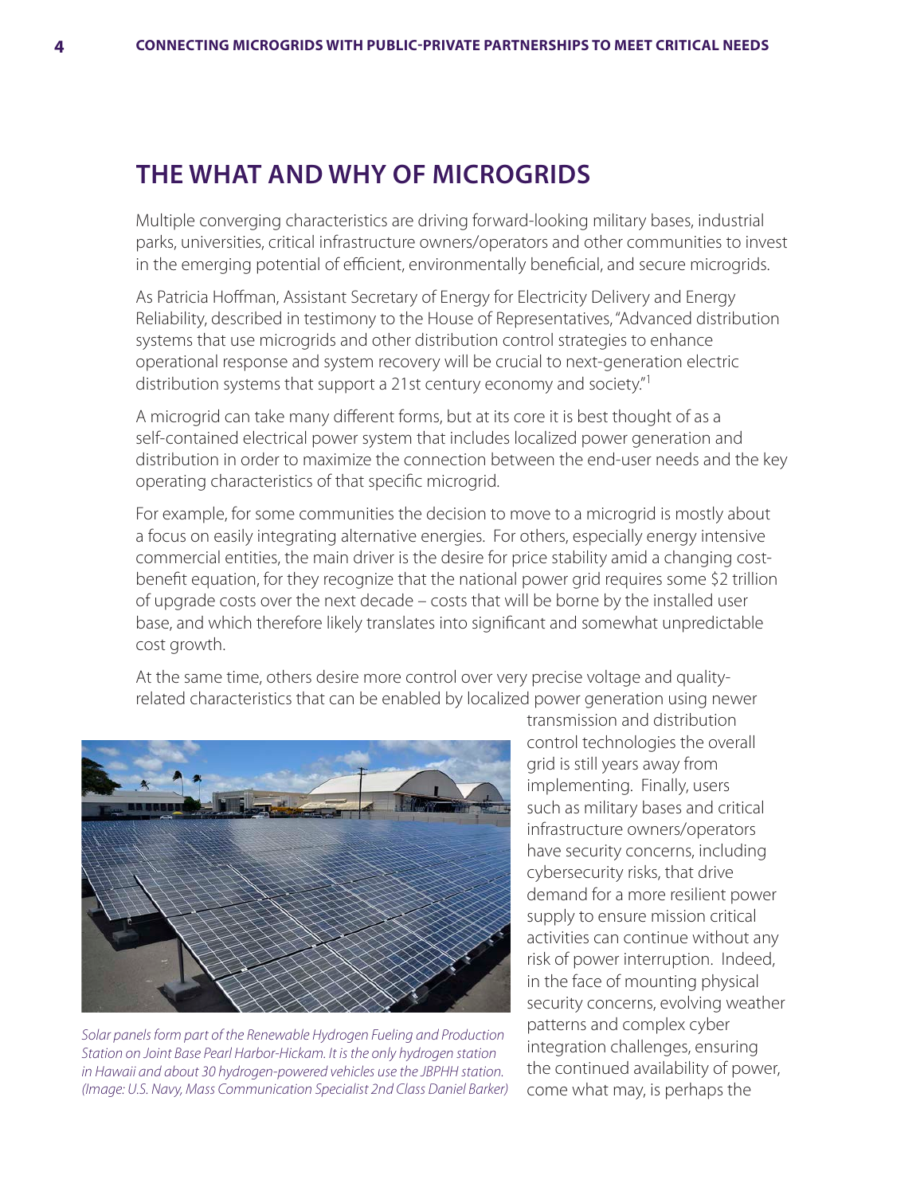## THE WHAT AND WHY OF MICROGRIDS

Multiple converging characteristics are driving forward-looking military bases, industrial parks, universities, critical infrastructure owners/operators and other communities to invest in the emerging potential of efficient, environmentally beneficial, and secure microgrids.

As Patricia Hoffman, Assistant Secretary of Energy for Electricity Delivery and Energy Reliability, described in testimony to the House of Representatives, "Advanced distribution systems that use microgrids and other distribution control strategies to enhance operational response and system recovery will be crucial to next-generation electric distribution systems that support a 21st century economy and society."[1]

A microgrid can take many different forms, but at its core it is best thought of as a self-contained electrical power system that includes localized power generation and distribution in order to maximize the connection between the end-user needs and the key operating characteristics of that specific microgrid.

For example, for some communities the decision to move to a microgrid is mostly about a focus on easily integrating alternative energies. For others, especially energy intensive commercial entities, the main driver is the desire for price stability amid a changing cost-benefit equation, for they recognize that the national power grid requires some $2 trillion of upgrade costs over the next decade – costs that will be borne by the installed user base, and which therefore likely translates into significant and somewhat unpredictable cost growth.

At the same time, others desire more control over very precise voltage and quality-related characteristics that can be enabled by localized power generation using newer transmission and distribution control technologies the overall grid is still years away from implementing. Finally, users such as military bases and critical infrastructure owners/operators have security concerns, including cybersecurity risks, that drive demand for a more resilient power supply to ensure mission critical activities can continue without any risk of power interruption. Indeed, in the face of mounting physical security concerns, evolving weather patterns and complex cyber integration challenges, ensuring the continued availability of power, come what may, is perhaps the

*Solar panels form part of the Renewable Hydrogen Fueling and Production Station on Joint Base Pearl Harbor-Hickam. It is the only hydrogen station in Hawaii and about 30 hydrogen-powered vehicles use the JBPHH station. (Image: U.S. Navy, Mass Communication Specialist 2nd Class Daniel Barker)*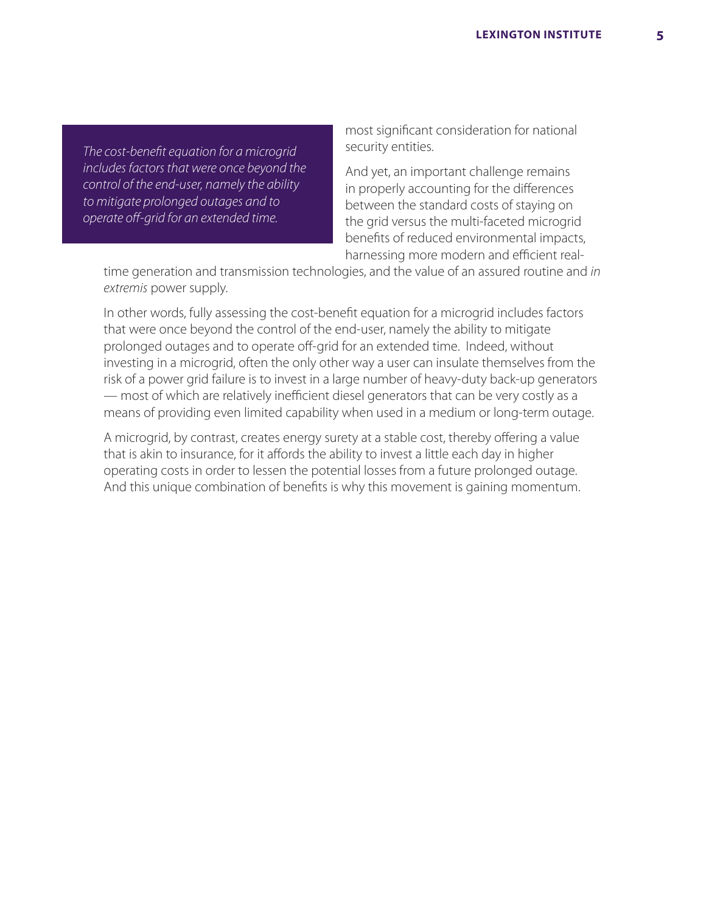*The cost-benefit equation for a microgrid includes factors that were once beyond the control of the end-user, namely the ability to mitigate prolonged outages and to operate off-grid for an extended time.*

most significant consideration for national security entities.

And yet, an important challenge remains in properly accounting for the differences between the standard costs of staying on the grid versus the multi-faceted microgrid benefits of reduced environmental impacts, harnessing more modern and efficient real-time generation and transmission technologies, and the value of an assured routine and *in extremis* power supply.

In other words, fully assessing the cost-benefit equation for a microgrid includes factors that were once beyond the control of the end-user, namely the ability to mitigate prolonged outages and to operate off-grid for an extended time. Indeed, without investing in a microgrid, often the only other way a user can insulate themselves from the risk of a power grid failure is to invest in a large number of heavy-duty back-up generators — most of which are relatively inefficient diesel generators that can be very costly as a means of providing even limited capability when used in a medium or long-term outage.

A microgrid, by contrast, creates energy surety at a stable cost, thereby offering a value that is akin to insurance, for it affords the ability to invest a little each day in higher operating costs in order to lessen the potential losses from a future prolonged outage. And this unique combination of benefits is why this movement is gaining momentum.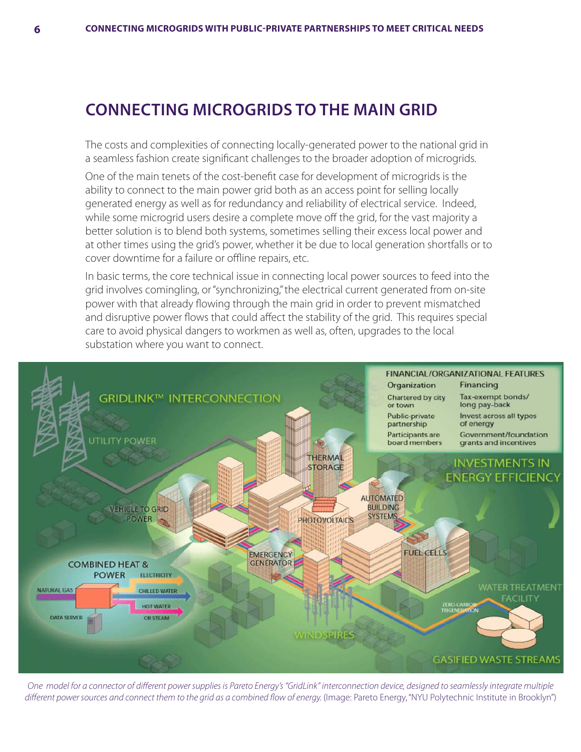## CONNECTING MICROGRIDS TO THE MAIN GRID

The costs and complexities of connecting locally-generated power to the national grid in a seamless fashion create significant challenges to the broader adoption of microgrids.

One of the main tenets of the cost-benefit case for development of microgrids is the ability to connect to the main power grid both as an access point for selling locally generated energy as well as for redundancy and reliability of electrical service. Indeed, while some microgrid users desire a complete move off the grid, for the vast majority a better solution is to blend both systems, sometimes selling their excess local power and at other times using the grid's power, whether it be due to local generation shortfalls or to cover downtime for a failure or offline repairs, etc.

In basic terms, the core technical issue in connecting local power sources to feed into the grid involves comingling, or "synchronizing," the electrical current generated from on-site power with that already flowing through the main grid in order to prevent mismatched and disruptive power flows that could affect the stability of the grid. This requires special care to avoid physical dangers to workmen as well as, often, upgrades to the local substation where you want to connect.

*One model for a connector of different power supplies is Pareto Energy's "GridLink" interconnection device, designed to seamlessly integrate multiple different power sources and connect them to the grid as a combined flow of energy.* (Image: Pareto Energy, "NYU Polytechnic Institute in Brooklyn")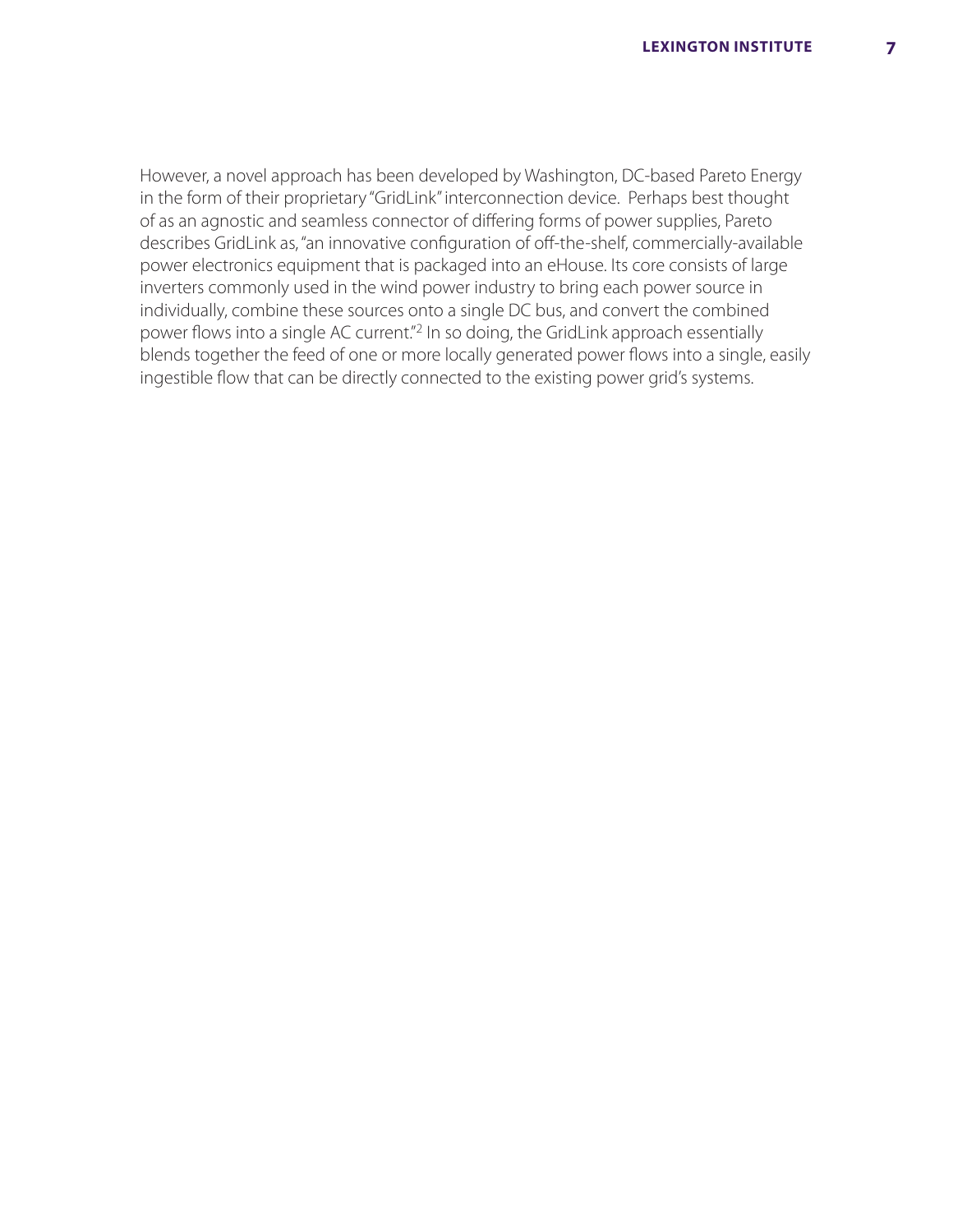However, a novel approach has been developed by Washington, DC-based Pareto Energy in the form of their proprietary "GridLink" interconnection device. Perhaps best thought of as an agnostic and seamless connector of differing forms of power supplies, Pareto describes GridLink as, "an innovative configuration of off-the-shelf, commercially-available power electronics equipment that is packaged into an eHouse. Its core consists of large inverters commonly used in the wind power industry to bring each power source in individually, combine these sources onto a single DC bus, and convert the combined power flows into a single AC current."[2] In so doing, the GridLink approach essentially blends together the feed of one or more locally generated power flows into a single, easily ingestible flow that can be directly connected to the existing power grid's systems.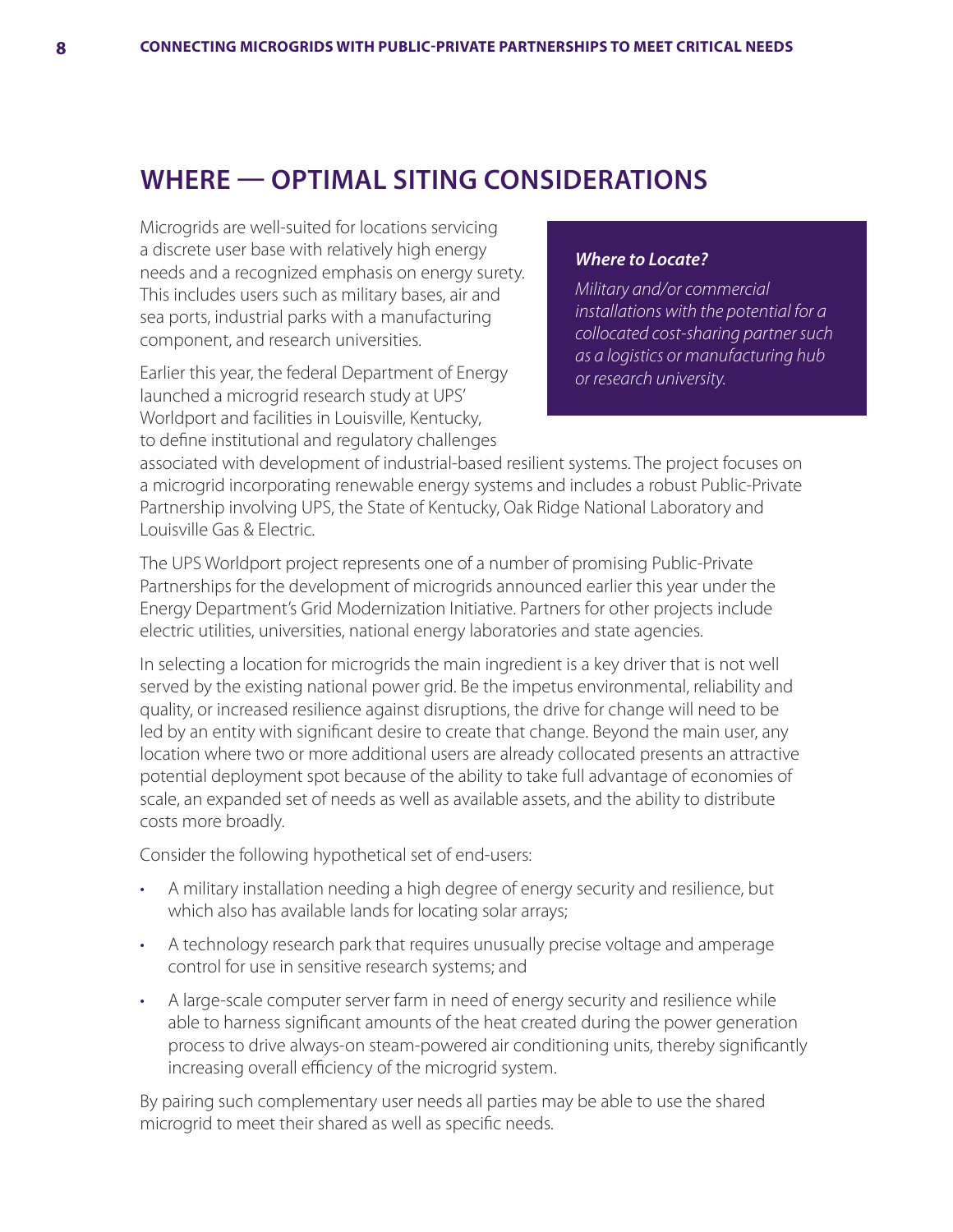## WHERE — OPTIMAL SITING CONSIDERATIONS

Microgrids are well-suited for locations servicing a discrete user base with relatively high energy needs and a recognized emphasis on energy surety. This includes users such as military bases, air and sea ports, industrial parks with a manufacturing component, and research universities.

> ***Where to Locate?***
>
> *Military and/or commercial installations with the potential for a collocated cost-sharing partner such as a logistics or manufacturing hub or research university.*

Earlier this year, the federal Department of Energy launched a microgrid research study at UPS' Worldport and facilities in Louisville, Kentucky, to define institutional and regulatory challenges associated with development of industrial-based resilient systems. The project focuses on a microgrid incorporating renewable energy systems and includes a robust Public-Private Partnership involving UPS, the State of Kentucky, Oak Ridge National Laboratory and Louisville Gas & Electric.

The UPS Worldport project represents one of a number of promising Public-Private Partnerships for the development of microgrids announced earlier this year under the Energy Department's Grid Modernization Initiative. Partners for other projects include electric utilities, universities, national energy laboratories and state agencies.

In selecting a location for microgrids the main ingredient is a key driver that is not well served by the existing national power grid. Be the impetus environmental, reliability and quality, or increased resilience against disruptions, the drive for change will need to be led by an entity with significant desire to create that change. Beyond the main user, any location where two or more additional users are already collocated presents an attractive potential deployment spot because of the ability to take full advantage of economies of scale, an expanded set of needs as well as available assets, and the ability to distribute costs more broadly.

Consider the following hypothetical set of end-users:

- A military installation needing a high degree of energy security and resilience, but which also has available lands for locating solar arrays;
- A technology research park that requires unusually precise voltage and amperage control for use in sensitive research systems; and
- A large-scale computer server farm in need of energy security and resilience while able to harness significant amounts of the heat created during the power generation process to drive always-on steam-powered air conditioning units, thereby significantly increasing overall efficiency of the microgrid system.

By pairing such complementary user needs all parties may be able to use the shared microgrid to meet their shared as well as specific needs.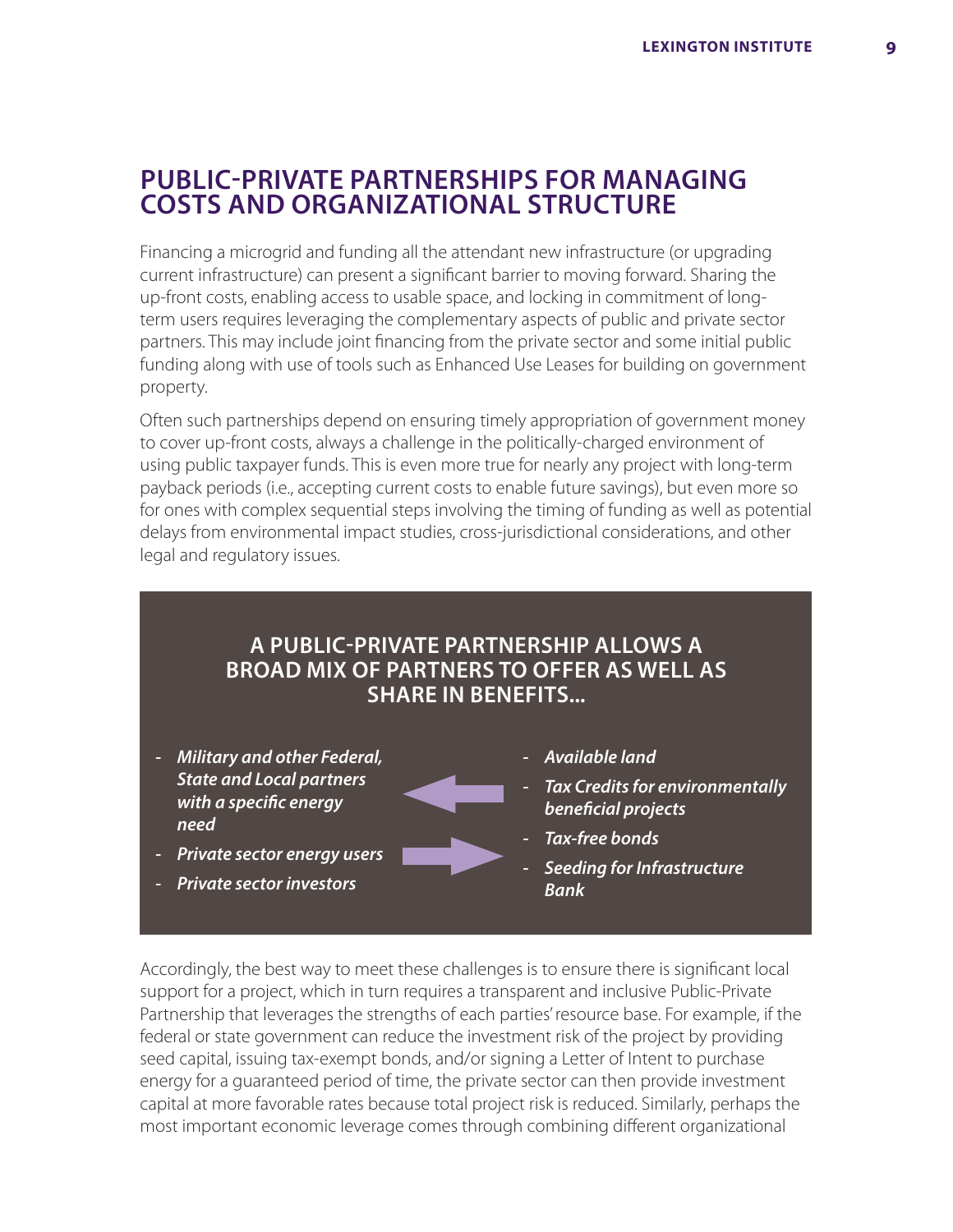## PUBLIC-PRIVATE PARTNERSHIPS FOR MANAGING COSTS AND ORGANIZATIONAL STRUCTURE

Financing a microgrid and funding all the attendant new infrastructure (or upgrading current infrastructure) can present a significant barrier to moving forward. Sharing the up-front costs, enabling access to usable space, and locking in commitment of long-term users requires leveraging the complementary aspects of public and private sector partners. This may include joint financing from the private sector and some initial public funding along with use of tools such as Enhanced Use Leases for building on government property.

Often such partnerships depend on ensuring timely appropriation of government money to cover up-front costs, always a challenge in the politically-charged environment of using public taxpayer funds. This is even more true for nearly any project with long-term payback periods (i.e., accepting current costs to enable future savings), but even more so for ones with complex sequential steps involving the timing of funding as well as potential delays from environmental impact studies, cross-jurisdictional considerations, and other legal and regulatory issues.

### A PUBLIC-PRIVATE PARTNERSHIP ALLOWS A BROAD MIX OF PARTNERS TO OFFER AS WELL AS SHARE IN BENEFITS...

- ***Military and other Federal, State and Local partners with a specific energy need***
- ***Private sector energy users***
- ***Private sector investors***

- ***Available land***
- ***Tax Credits for environmentally beneficial projects***
- ***Tax-free bonds***
- ***Seeding for Infrastructure Bank***

Accordingly, the best way to meet these challenges is to ensure there is significant local support for a project, which in turn requires a transparent and inclusive Public-Private Partnership that leverages the strengths of each parties' resource base. For example, if the federal or state government can reduce the investment risk of the project by providing seed capital, issuing tax-exempt bonds, and/or signing a Letter of Intent to purchase energy for a guaranteed period of time, the private sector can then provide investment capital at more favorable rates because total project risk is reduced. Similarly, perhaps the most important economic leverage comes through combining different organizational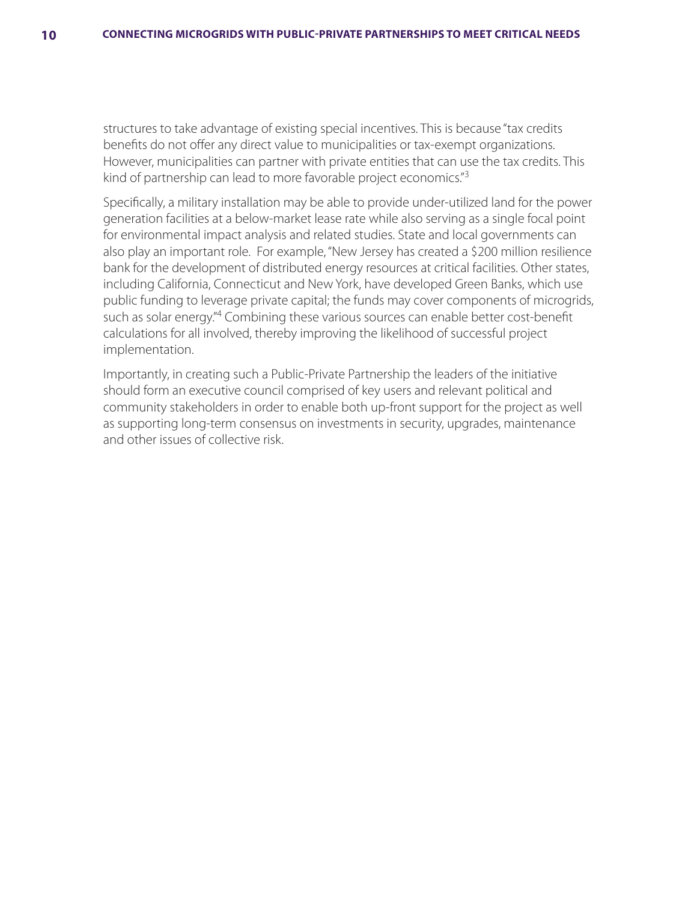structures to take advantage of existing special incentives. This is because "tax credits benefits do not offer any direct value to municipalities or tax-exempt organizations. However, municipalities can partner with private entities that can use the tax credits. This kind of partnership can lead to more favorable project economics."[3]

Specifically, a military installation may be able to provide under-utilized land for the power generation facilities at a below-market lease rate while also serving as a single focal point for environmental impact analysis and related studies. State and local governments can also play an important role. For example, "New Jersey has created a $200 million resilience bank for the development of distributed energy resources at critical facilities. Other states, including California, Connecticut and New York, have developed Green Banks, which use public funding to leverage private capital; the funds may cover components of microgrids, such as solar energy."[4] Combining these various sources can enable better cost-benefit calculations for all involved, thereby improving the likelihood of successful project implementation.

Importantly, in creating such a Public-Private Partnership the leaders of the initiative should form an executive council comprised of key users and relevant political and community stakeholders in order to enable both up-front support for the project as well as supporting long-term consensus on investments in security, upgrades, maintenance and other issues of collective risk.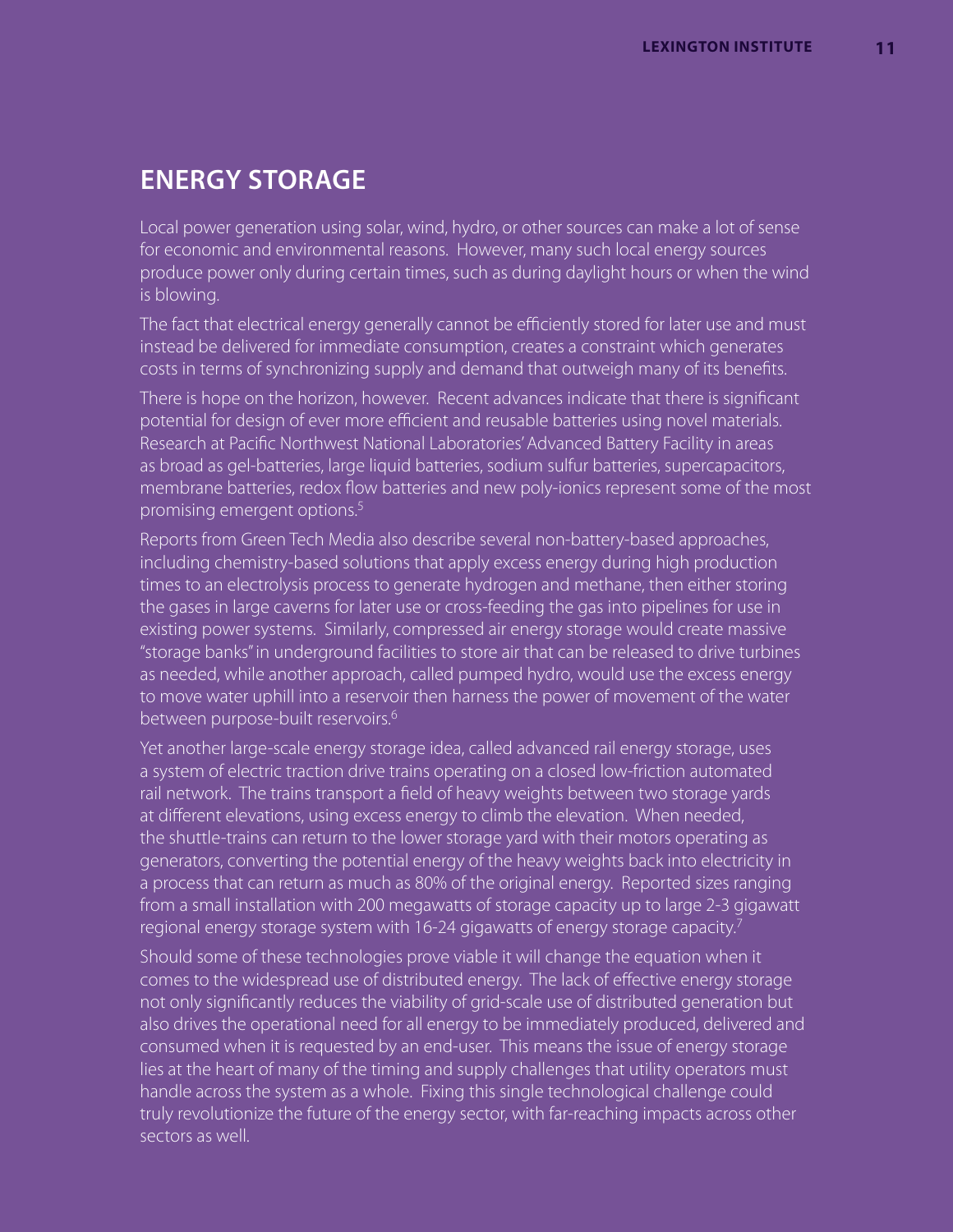## ENERGY STORAGE

Local power generation using solar, wind, hydro, or other sources can make a lot of sense for economic and environmental reasons. However, many such local energy sources produce power only during certain times, such as during daylight hours or when the wind is blowing.

The fact that electrical energy generally cannot be efficiently stored for later use and must instead be delivered for immediate consumption, creates a constraint which generates costs in terms of synchronizing supply and demand that outweigh many of its benefits.

There is hope on the horizon, however. Recent advances indicate that there is significant potential for design of ever more efficient and reusable batteries using novel materials. Research at Pacific Northwest National Laboratories' Advanced Battery Facility in areas as broad as gel-batteries, large liquid batteries, sodium sulfur batteries, supercapacitors, membrane batteries, redox flow batteries and new poly-ionics represent some of the most promising emergent options.[5]

Reports from Green Tech Media also describe several non-battery-based approaches, including chemistry-based solutions that apply excess energy during high production times to an electrolysis process to generate hydrogen and methane, then either storing the gases in large caverns for later use or cross-feeding the gas into pipelines for use in existing power systems. Similarly, compressed air energy storage would create massive "storage banks" in underground facilities to store air that can be released to drive turbines as needed, while another approach, called pumped hydro, would use the excess energy to move water uphill into a reservoir then harness the power of movement of the water between purpose-built reservoirs.[6]

Yet another large-scale energy storage idea, called advanced rail energy storage, uses a system of electric traction drive trains operating on a closed low-friction automated rail network. The trains transport a field of heavy weights between two storage yards at different elevations, using excess energy to climb the elevation. When needed, the shuttle-trains can return to the lower storage yard with their motors operating as generators, converting the potential energy of the heavy weights back into electricity in a process that can return as much as 80% of the original energy. Reported sizes ranging from a small installation with 200 megawatts of storage capacity up to large 2-3 gigawatt regional energy storage system with 16-24 gigawatts of energy storage capacity.[7]

Should some of these technologies prove viable it will change the equation when it comes to the widespread use of distributed energy. The lack of effective energy storage not only significantly reduces the viability of grid-scale use of distributed generation but also drives the operational need for all energy to be immediately produced, delivered and consumed when it is requested by an end-user. This means the issue of energy storage lies at the heart of many of the timing and supply challenges that utility operators must handle across the system as a whole. Fixing this single technological challenge could truly revolutionize the future of the energy sector, with far-reaching impacts across other sectors as well.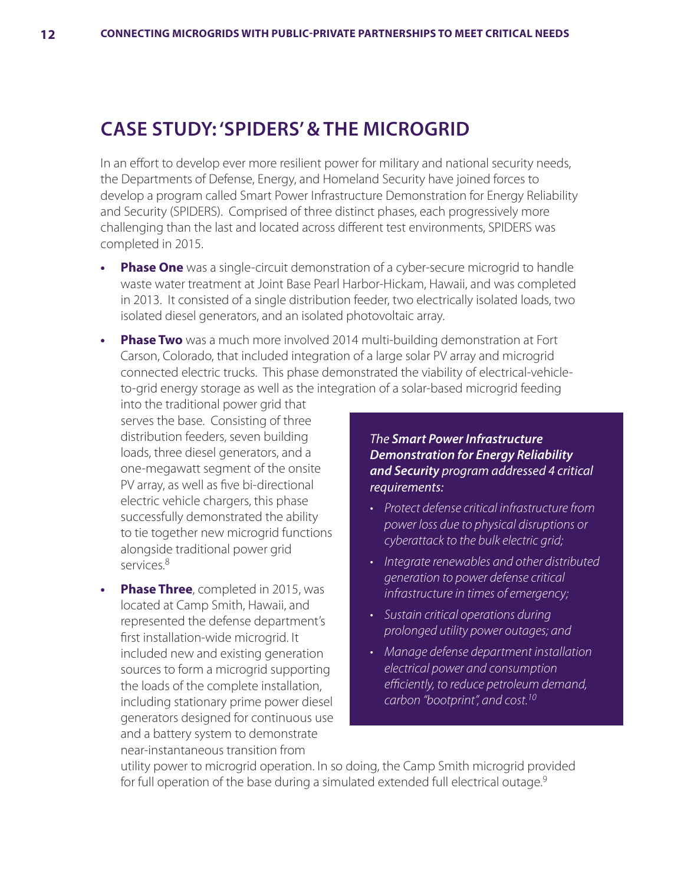## CASE STUDY: 'SPIDERS' & THE MICROGRID

In an effort to develop ever more resilient power for military and national security needs, the Departments of Defense, Energy, and Homeland Security have joined forces to develop a program called Smart Power Infrastructure Demonstration for Energy Reliability and Security (SPIDERS). Comprised of three distinct phases, each progressively more challenging than the last and located across different test environments, SPIDERS was completed in 2015.

- **Phase One** was a single-circuit demonstration of a cyber-secure microgrid to handle waste water treatment at Joint Base Pearl Harbor-Hickam, Hawaii, and was completed in 2013. It consisted of a single distribution feeder, two electrically isolated loads, two isolated diesel generators, and an isolated photovoltaic array.
- **Phase Two** was a much more involved 2014 multi-building demonstration at Fort Carson, Colorado, that included integration of a large solar PV array and microgrid connected electric trucks. This phase demonstrated the viability of electrical-vehicle-to-grid energy storage as well as the integration of a solar-based microgrid feeding into the traditional power grid that serves the base. Consisting of three distribution feeders, seven building loads, three diesel generators, and a one-megawatt segment of the onsite PV array, as well as five bi-directional electric vehicle chargers, this phase successfully demonstrated the ability to tie together new microgrid functions alongside traditional power grid services.[8]
- **Phase Three**, completed in 2015, was located at Camp Smith, Hawaii, and represented the defense department's first installation-wide microgrid. It included new and existing generation sources to form a microgrid supporting the loads of the complete installation, including stationary prime power diesel generators designed for continuous use and a battery system to demonstrate near-instantaneous transition from utility power to microgrid operation. In so doing, the Camp Smith microgrid provided for full operation of the base during a simulated extended full electrical outage.[9]

*The **Smart Power Infrastructure Demonstration for Energy Reliability and Security** program addressed 4 critical requirements:*

- *Protect defense critical infrastructure from power loss due to physical disruptions or cyberattack to the bulk electric grid;*
- *Integrate renewables and other distributed generation to power defense critical infrastructure in times of emergency;*
- *Sustain critical operations during prolonged utility power outages; and*
- *Manage defense department installation electrical power and consumption efficiently, to reduce petroleum demand, carbon "bootprint", and cost.*[10]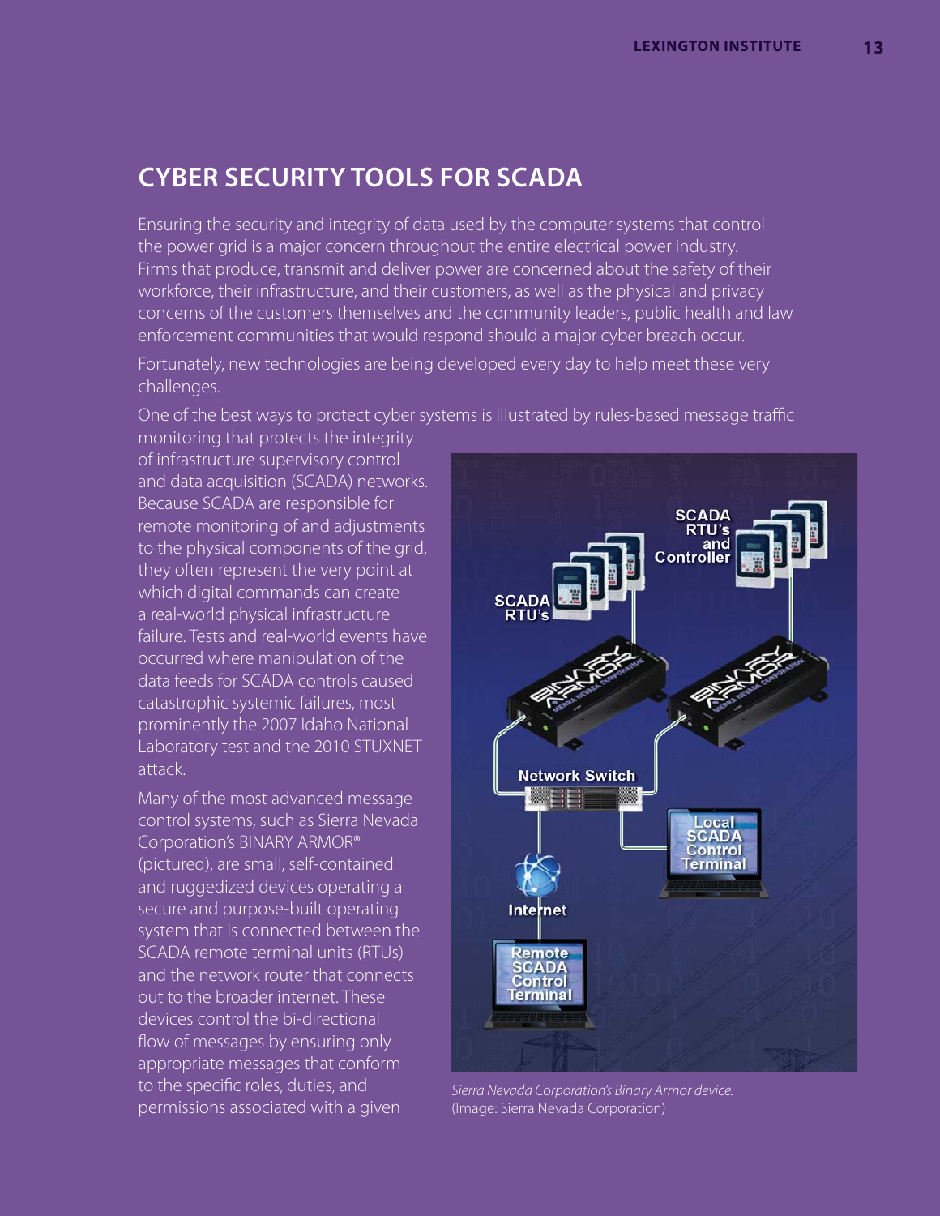## CYBER SECURITY TOOLS FOR SCADA

Ensuring the security and integrity of data used by the computer systems that control the power grid is a major concern throughout the entire electrical power industry. Firms that produce, transmit and deliver power are concerned about the safety of their workforce, their infrastructure, and their customers, as well as the physical and privacy concerns of the customers themselves and the community leaders, public health and law enforcement communities that would respond should a major cyber breach occur.

Fortunately, new technologies are being developed every day to help meet these very challenges.

One of the best ways to protect cyber systems is illustrated by rules-based message traffic monitoring that protects the integrity of infrastructure supervisory control and data acquisition (SCADA) networks. Because SCADA are responsible for remote monitoring of and adjustments to the physical components of the grid, they often represent the very point at which digital commands can create a real-world physical infrastructure failure. Tests and real-world events have occurred where manipulation of the data feeds for SCADA controls caused catastrophic systemic failures, most prominently the 2007 Idaho National Laboratory test and the 2010 STUXNET attack.

Many of the most advanced message control systems, such as Sierra Nevada Corporation's BINARY ARMOR® (pictured), are small, self-contained and ruggedized devices operating a secure and purpose-built operating system that is connected between the SCADA remote terminal units (RTUs) and the network router that connects out to the broader internet. These devices control the bi-directional flow of messages by ensuring only appropriate messages that conform to the specific roles, duties, and permissions associated with a given

*Sierra Nevada Corporation's Binary Armor device.* (Image: Sierra Nevada Corporation)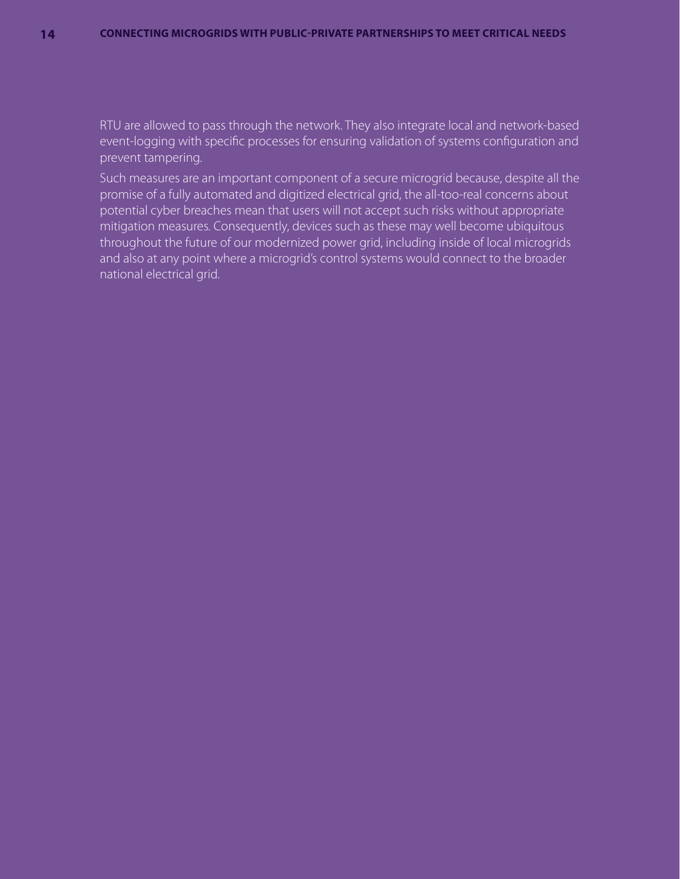RTU are allowed to pass through the network. They also integrate local and network-based event-logging with specific processes for ensuring validation of systems configuration and prevent tampering.

Such measures are an important component of a secure microgrid because, despite all the promise of a fully automated and digitized electrical grid, the all-too-real concerns about potential cyber breaches mean that users will not accept such risks without appropriate mitigation measures. Consequently, devices such as these may well become ubiquitous throughout the future of our modernized power grid, including inside of local microgrids and also at any point where a microgrid's control systems would connect to the broader national electrical grid.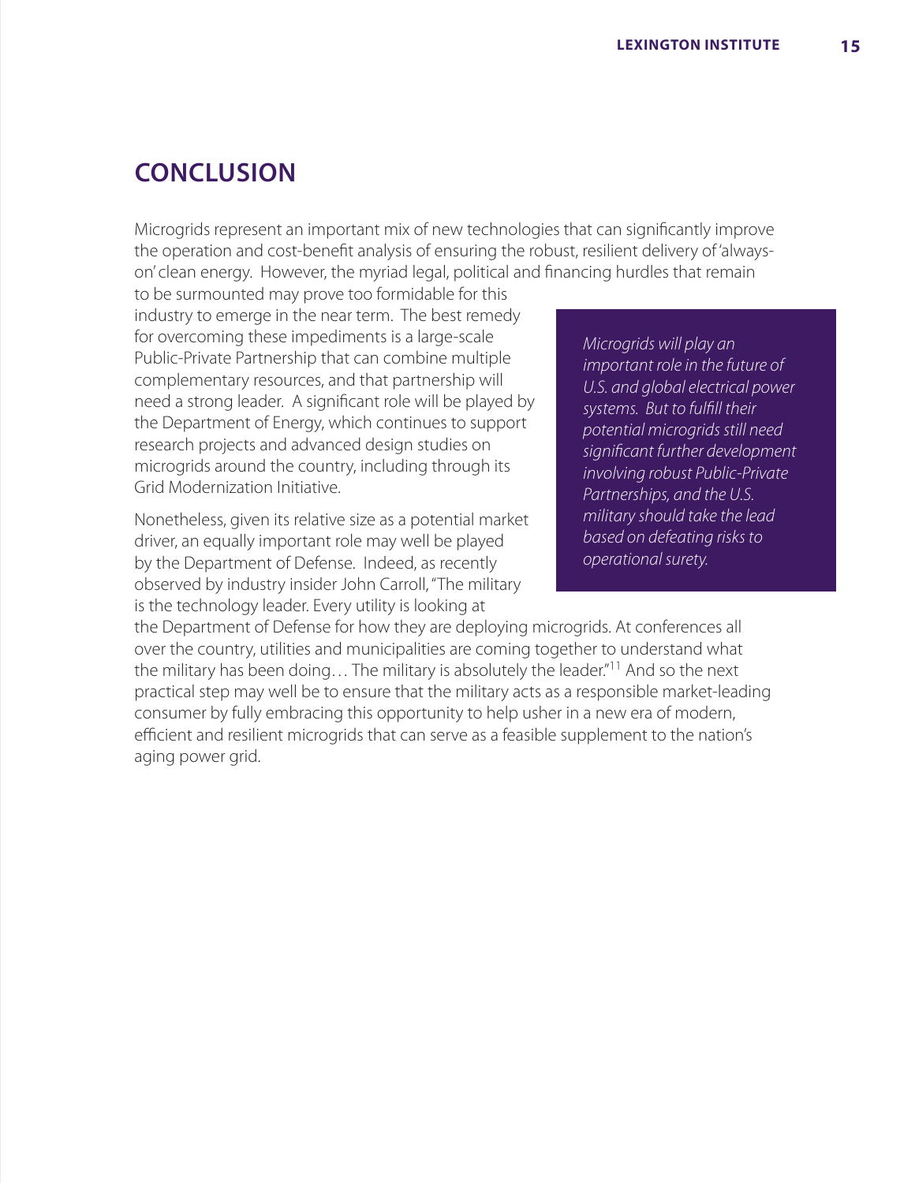## CONCLUSION

Microgrids represent an important mix of new technologies that can significantly improve the operation and cost-benefit analysis of ensuring the robust, resilient delivery of 'always-on' clean energy. However, the myriad legal, political and financing hurdles that remain to be surmounted may prove too formidable for this industry to emerge in the near term. The best remedy for overcoming these impediments is a large-scale Public-Private Partnership that can combine multiple complementary resources, and that partnership will need a strong leader. A significant role will be played by the Department of Energy, which continues to support research projects and advanced design studies on microgrids around the country, including through its Grid Modernization Initiative.

Nonetheless, given its relative size as a potential market driver, an equally important role may well be played by the Department of Defense. Indeed, as recently observed by industry insider John Carroll, "The military is the technology leader. Every utility is looking at the Department of Defense for how they are deploying microgrids. At conferences all over the country, utilities and municipalities are coming together to understand what the military has been doing… The military is absolutely the leader."[11] And so the next practical step may well be to ensure that the military acts as a responsible market-leading consumer by fully embracing this opportunity to help usher in a new era of modern, efficient and resilient microgrids that can serve as a feasible supplement to the nation's aging power grid.

*Microgrids will play an important role in the future of U.S. and global electrical power systems. But to fulfill their potential microgrids still need significant further development involving robust Public-Private Partnerships, and the U.S. military should take the lead based on defeating risks to operational surety.*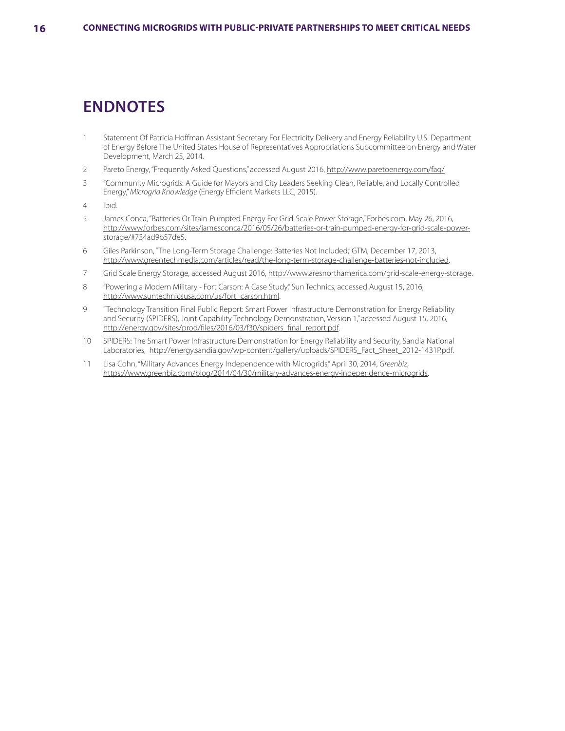## ENDNOTES

1. Statement Of Patricia Hoffman Assistant Secretary For Electricity Delivery and Energy Reliability U.S. Department of Energy Before The United States House of Representatives Appropriations Subcommittee on Energy and Water Development, March 25, 2014.
2. Pareto Energy, "Frequently Asked Questions," accessed August 2016, http://www.paretoenergy.com/faq/
3. "Community Microgrids: A Guide for Mayors and City Leaders Seeking Clean, Reliable, and Locally Controlled Energy," *Microgrid Knowledge* (Energy Efficient Markets LLC, 2015).
4. Ibid.
5. James Conca, "Batteries Or Train-Pumpted Energy For Grid-Scale Power Storage," Forbes.com, May 26, 2016, http://www.forbes.com/sites/jamesconca/2016/05/26/batteries-or-train-pumped-energy-for-grid-scale-power-storage/#734ad9b57de5.
6. Giles Parkinson, "The Long-Term Storage Challenge: Batteries Not Included," GTM, December 17, 2013, http://www.greentechmedia.com/articles/read/the-long-term-storage-challenge-batteries-not-included.
7. Grid Scale Energy Storage, accessed August 2016, http://www.aresnorthamerica.com/grid-scale-energy-storage.
8. "Powering a Modern Military - Fort Carson: A Case Study," Sun Technics, accessed August 15, 2016, http://www.suntechnicsusa.com/us/fort_carson.html.
9. "Technology Transition Final Public Report: Smart Power Infrastructure Demonstration for Energy Reliability and Security (SPIDERS), Joint Capability Technology Demonstration, Version 1," accessed August 15, 2016, http://energy.gov/sites/prod/files/2016/03/f30/spiders_final_report.pdf.
10. SPIDERS: The Smart Power Infrastructure Demonstration for Energy Reliability and Security, Sandia National Laboratories, http://energy.sandia.gov/wp-content/gallery/uploads/SPIDERS_Fact_Sheet_2012-1431P.pdf.
11. Lisa Cohn, "Military Advances Energy Independence with Microgrids," April 30, 2014, *Greenbiz*, https://www.greenbiz.com/blog/2014/04/30/military-advances-energy-independence-microgrids.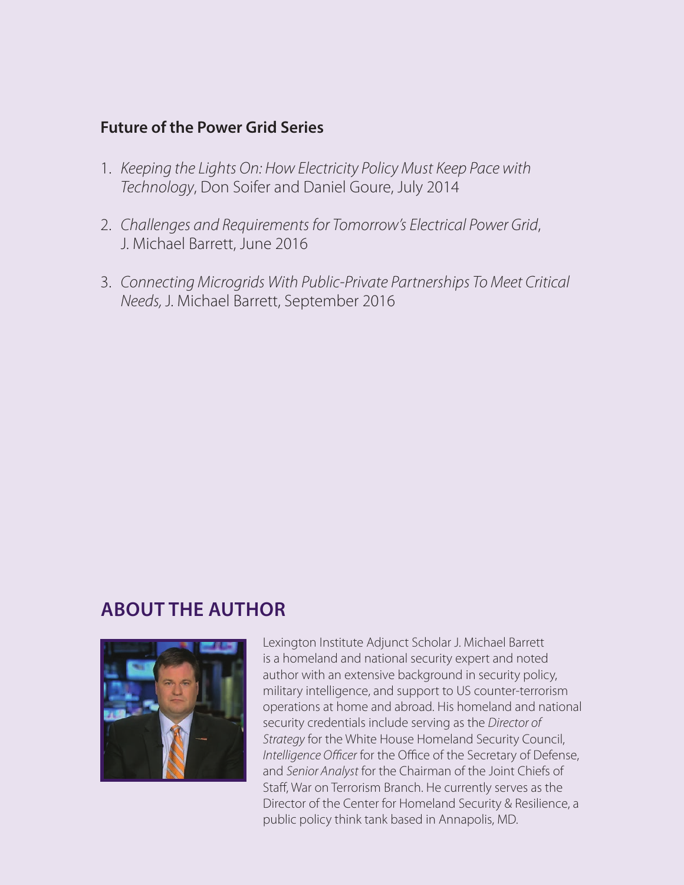**Future of the Power Grid Series**

1. *Keeping the Lights On: How Electricity Policy Must Keep Pace with Technology*, Don Soifer and Daniel Goure, July 2014

2. *Challenges and Requirements for Tomorrow's Electrical Power Grid*, J. Michael Barrett, June 2016

3. *Connecting Microgrids With Public-Private Partnerships To Meet Critical Needs,* J. Michael Barrett, September 2016

## ABOUT THE AUTHOR

Lexington Institute Adjunct Scholar J. Michael Barrett is a homeland and national security expert and noted author with an extensive background in security policy, military intelligence, and support to US counter-terrorism operations at home and abroad. His homeland and national security credentials include serving as the *Director of Strategy* for the White House Homeland Security Council, *Intelligence Officer* for the Office of the Secretary of Defense, and *Senior Analyst* for the Chairman of the Joint Chiefs of Staff, War on Terrorism Branch. He currently serves as the Director of the Center for Homeland Security & Resilience, a public policy think tank based in Annapolis, MD.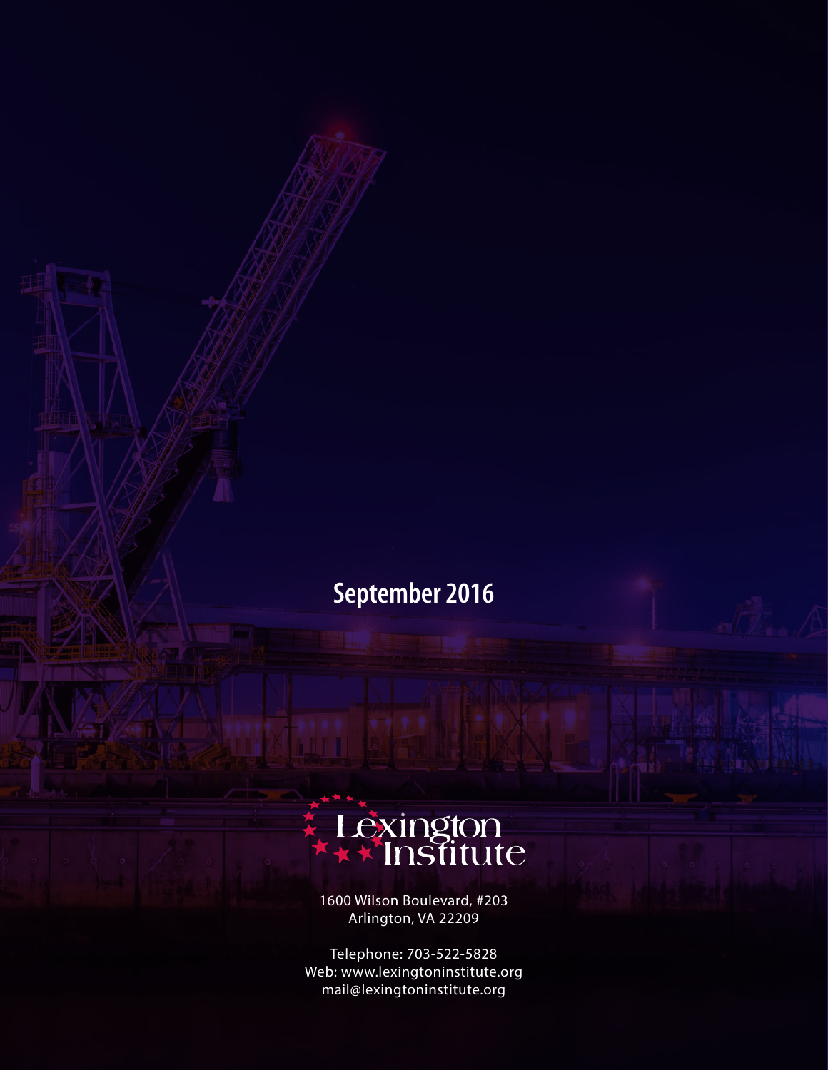**September 2016**

Lexington Institute

1600 Wilson Boulevard, #203
Arlington, VA 22209

Telephone: 703-522-5828
Web: www.lexingtoninstitute.org
mail@lexingtoninstitute.org